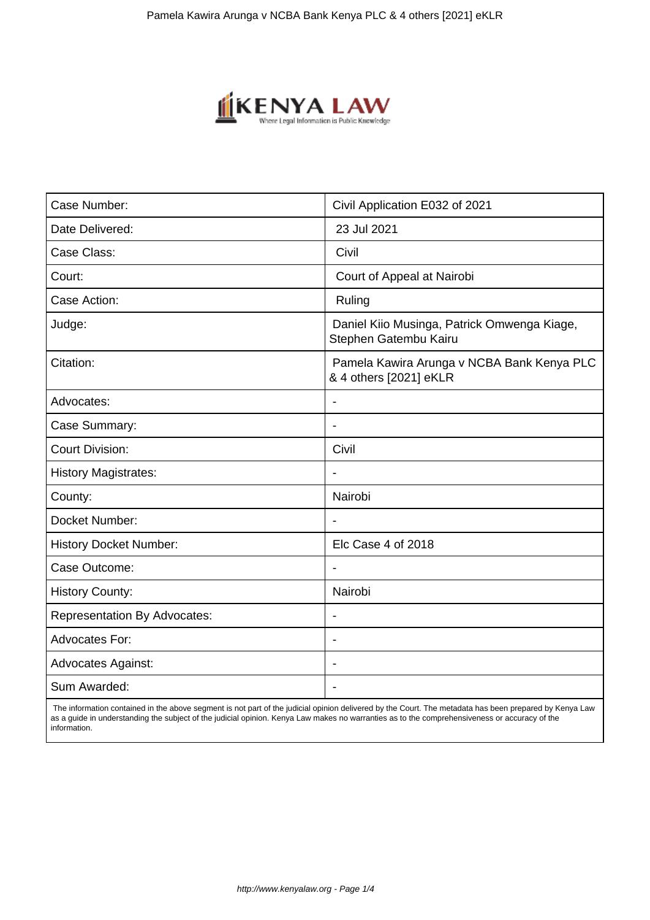| Case Number: | Civil Application E032 of 2021 |
| --- | --- |
| Date Delivered: | 23 Jul 2021 |
| Case Class: | Civil |
| Court: | Court of Appeal at Nairobi |
| Case Action: | Ruling |
| Judge: | Daniel Kiio Musinga, Patrick Omwenga Kiage, Stephen Gatembu Kairu |
| Citation: | Pamela Kawira Arunga v NCBA Bank Kenya PLC & 4 others [2021] eKLR |
| Advocates: | - |
| Case Summary: | - |
| Court Division: | Civil |
| History Magistrates: | - |
| County: | Nairobi |
| Docket Number: | - |
| History Docket Number: | Elc Case 4 of 2018 |
| Case Outcome: | - |
| History County: | Nairobi |
| Representation By Advocates: | - |
| Advocates For: | - |
| Advocates Against: | - |
| Sum Awarded: | - |

The information contained in the above segment is not part of the judicial opinion delivered by the Court. The metadata has been prepared by Kenya Law as a guide in understanding the subject of the judicial opinion. Kenya Law makes no warranties as to the comprehensiveness or accuracy of the information.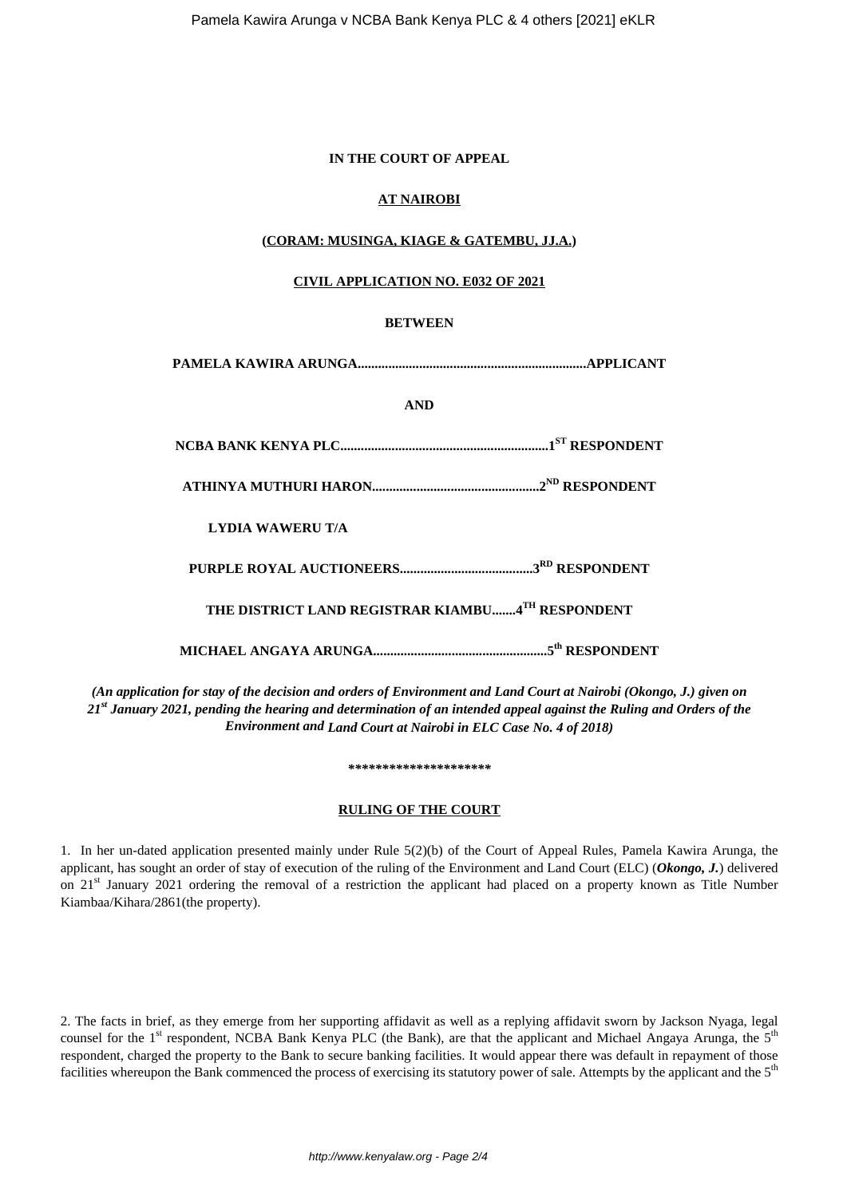**IN THE COURT OF APPEAL**

**AT NAIROBI**

**(CORAM: MUSINGA, KIAGE & GATEMBU, JJ.A.)**

**CIVIL APPLICATION NO. E032 OF 2021**

**BETWEEN**

**PAMELA KAWIRA ARUNGA...................................................................APPLICANT**

**AND**

**NCBA BANK KENYA PLC.............................................................1ST RESPONDENT**

**ATHINYA MUTHURI HARON.................................................2ND RESPONDENT**

**LYDIA WAWERU T/A**

**PURPLE ROYAL AUCTIONEERS.......................................3RD RESPONDENT**

**THE DISTRICT LAND REGISTRAR KIAMBU.......4TH RESPONDENT**

**MICHAEL ANGAYA ARUNGA...................................................5th RESPONDENT**

***(An application for stay of the decision and orders of Environment and Land Court at Nairobi (Okongo, J.) given on 21st January 2021, pending the hearing and determination of an intended appeal against the Ruling and Orders of the Environment and Land Court at Nairobi in ELC Case No. 4 of 2018)***

**********************

**RULING OF THE COURT**

1. In her un-dated application presented mainly under Rule 5(2)(b) of the Court of Appeal Rules, Pamela Kawira Arunga, the applicant, has sought an order of stay of execution of the ruling of the Environment and Land Court (ELC) (***Okongo, J.***) delivered on 21st January 2021 ordering the removal of a restriction the applicant had placed on a property known as Title Number Kiambaa/Kihara/2861(the property).

2. The facts in brief, as they emerge from her supporting affidavit as well as a replying affidavit sworn by Jackson Nyaga, legal counsel for the 1st respondent, NCBA Bank Kenya PLC (the Bank), are that the applicant and Michael Angaya Arunga, the 5th respondent, charged the property to the Bank to secure banking facilities. It would appear there was default in repayment of those facilities whereupon the Bank commenced the process of exercising its statutory power of sale. Attempts by the applicant and the 5th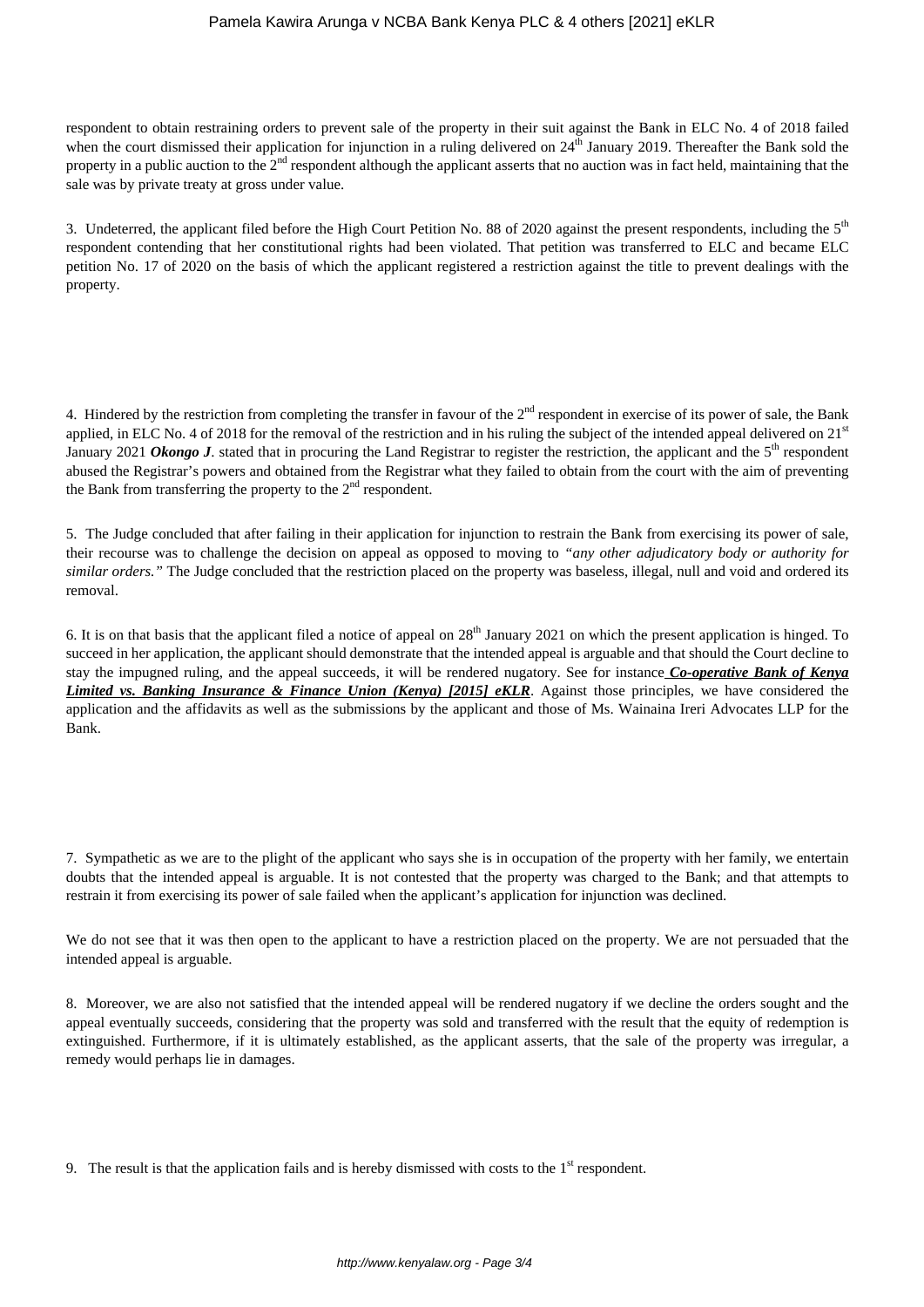respondent to obtain restraining orders to prevent sale of the property in their suit against the Bank in ELC No. 4 of 2018 failed when the court dismissed their application for injunction in a ruling delivered on 24th January 2019. Thereafter the Bank sold the property in a public auction to the 2nd respondent although the applicant asserts that no auction was in fact held, maintaining that the sale was by private treaty at gross under value.

3. Undeterred, the applicant filed before the High Court Petition No. 88 of 2020 against the present respondents, including the 5th respondent contending that her constitutional rights had been violated. That petition was transferred to ELC and became ELC petition No. 17 of 2020 on the basis of which the applicant registered a restriction against the title to prevent dealings with the property.

4. Hindered by the restriction from completing the transfer in favour of the 2nd respondent in exercise of its power of sale, the Bank applied, in ELC No. 4 of 2018 for the removal of the restriction and in his ruling the subject of the intended appeal delivered on 21st January 2021 ***Okongo J***. stated that in procuring the Land Registrar to register the restriction, the applicant and the 5th respondent abused the Registrar's powers and obtained from the Registrar what they failed to obtain from the court with the aim of preventing the Bank from transferring the property to the 2nd respondent.

5. The Judge concluded that after failing in their application for injunction to restrain the Bank from exercising its power of sale, their recourse was to challenge the decision on appeal as opposed to moving to *"any other adjudicatory body or authority for similar orders."* The Judge concluded that the restriction placed on the property was baseless, illegal, null and void and ordered its removal.

6. It is on that basis that the applicant filed a notice of appeal on 28th January 2021 on which the present application is hinged. To succeed in her application, the applicant should demonstrate that the intended appeal is arguable and that should the Court decline to stay the impugned ruling, and the appeal succeeds, it will be rendered nugatory. See for instance ***Co-operative Bank of Kenya Limited vs. Banking Insurance & Finance Union (Kenya) [2015] eKLR***. Against those principles, we have considered the application and the affidavits as well as the submissions by the applicant and those of Ms. Wainaina Ireri Advocates LLP for the Bank.

7. Sympathetic as we are to the plight of the applicant who says she is in occupation of the property with her family, we entertain doubts that the intended appeal is arguable. It is not contested that the property was charged to the Bank; and that attempts to restrain it from exercising its power of sale failed when the applicant's application for injunction was declined.

We do not see that it was then open to the applicant to have a restriction placed on the property. We are not persuaded that the intended appeal is arguable.

8. Moreover, we are also not satisfied that the intended appeal will be rendered nugatory if we decline the orders sought and the appeal eventually succeeds, considering that the property was sold and transferred with the result that the equity of redemption is extinguished. Furthermore, if it is ultimately established, as the applicant asserts, that the sale of the property was irregular, a remedy would perhaps lie in damages.

9. The result is that the application fails and is hereby dismissed with costs to the 1st respondent.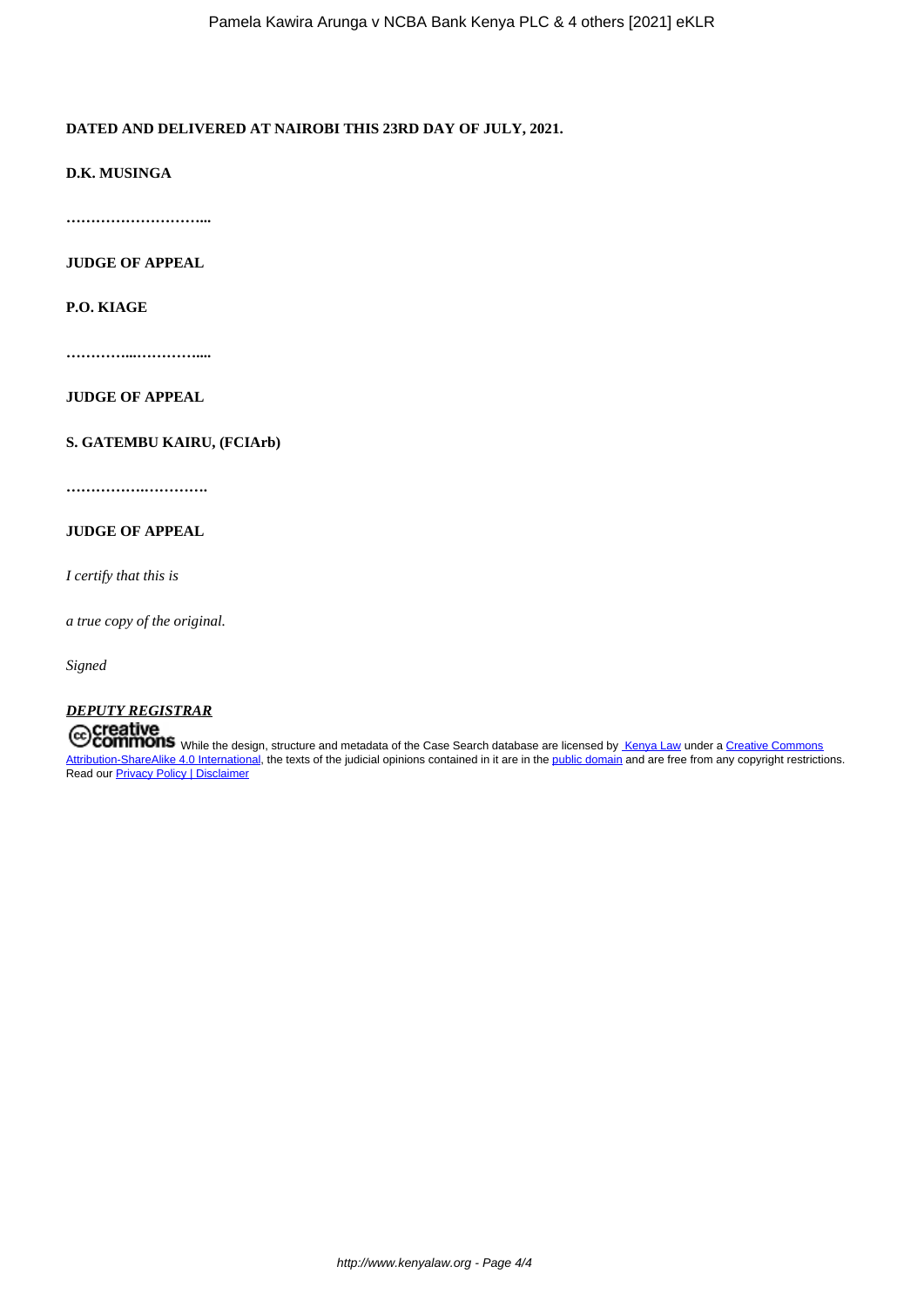**DATED AND DELIVERED AT NAIROBI THIS 23RD DAY OF JULY, 2021.**

**D.K. MUSINGA**

**………………………...**

**JUDGE OF APPEAL**

**P.O. KIAGE**

**…………...…………....**

**JUDGE OF APPEAL**

**S. GATEMBU KAIRU, (FCIArb)**

**…………….………….**

**JUDGE OF APPEAL**

*I certify that this is*

*a true copy of the original.*

*Signed*

***DEPUTY REGISTRAR***

While the design, structure and metadata of the Case Search database are licensed by Kenya Law under a Creative Commons Attribution-ShareAlike 4.0 International, the texts of the judicial opinions contained in it are in the public domain and are free from any copyright restrictions. Read our Privacy Policy | Disclaimer